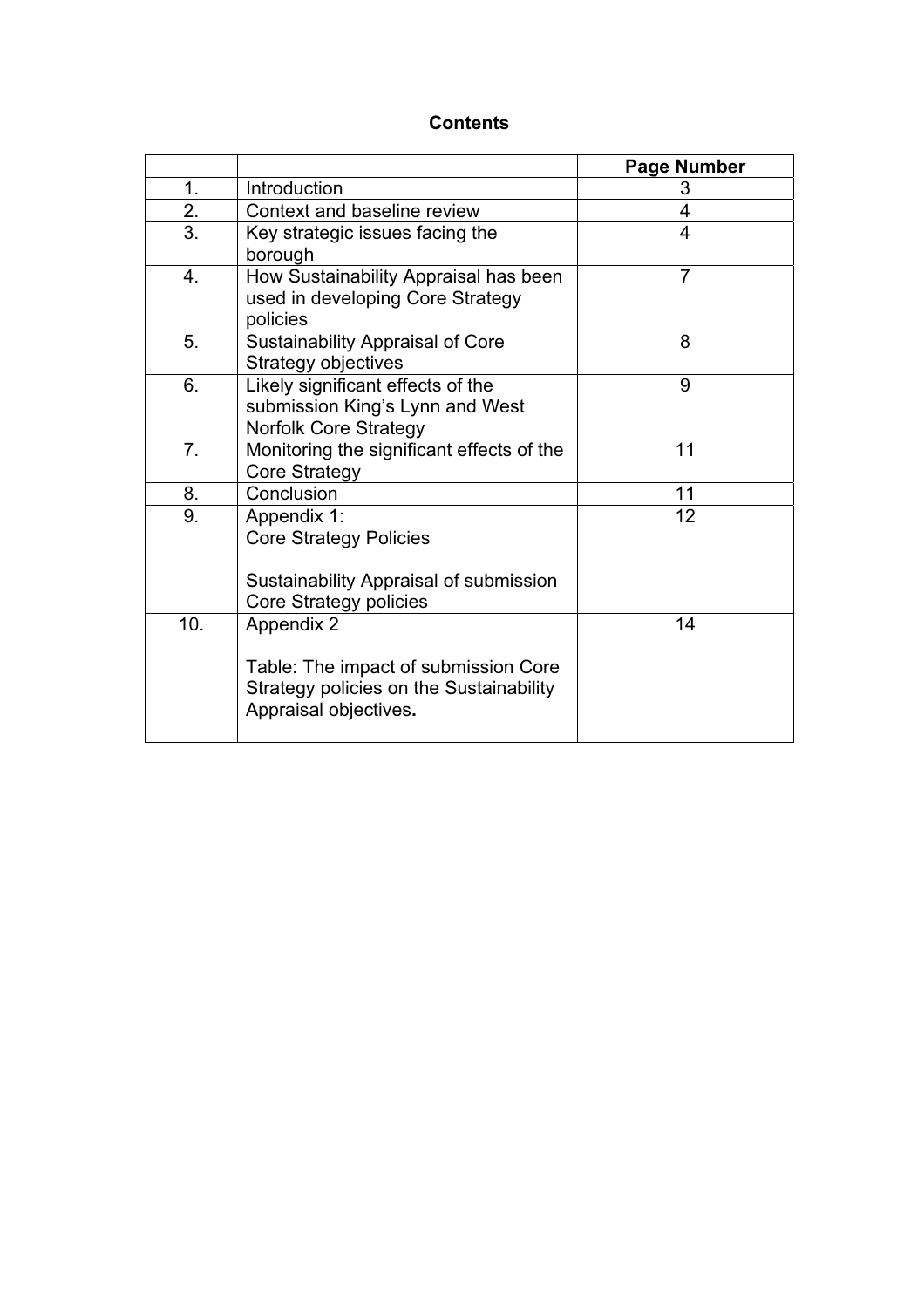# Contents

| | | Page Number |
|---|---|---|
| 1. | Introduction | 3 |
| 2. | Context and baseline review | 4 |
| 3. | Key strategic issues facing the borough | 4 |
| 4. | How Sustainability Appraisal has been used in developing Core Strategy policies | 7 |
| 5. | Sustainability Appraisal of Core Strategy objectives | 8 |
| 6. | Likely significant effects of the submission King's Lynn and West Norfolk Core Strategy | 9 |
| 7. | Monitoring the significant effects of the Core Strategy | 11 |
| 8. | Conclusion | 11 |
| 9. | Appendix 1:<br>Core Strategy Policies<br><br>Sustainability Appraisal of submission Core Strategy policies | 12 |
| 10. | Appendix 2<br><br>Table: The impact of submission Core Strategy policies on the Sustainability Appraisal objectives. | 14 |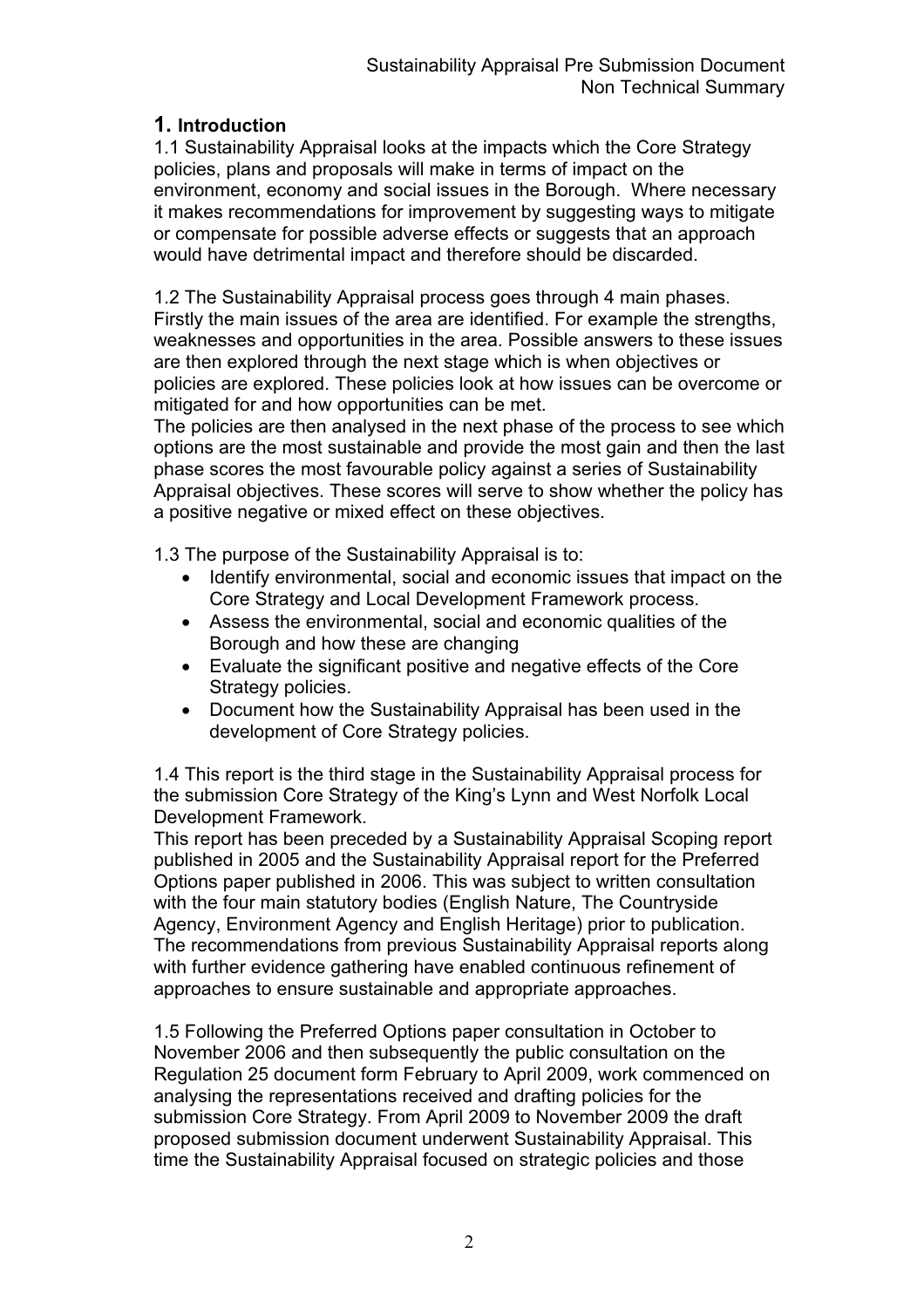## 1. Introduction

1.1 Sustainability Appraisal looks at the impacts which the Core Strategy policies, plans and proposals will make in terms of impact on the environment, economy and social issues in the Borough. Where necessary it makes recommendations for improvement by suggesting ways to mitigate or compensate for possible adverse effects or suggests that an approach would have detrimental impact and therefore should be discarded.

1.2 The Sustainability Appraisal process goes through 4 main phases. Firstly the main issues of the area are identified. For example the strengths, weaknesses and opportunities in the area. Possible answers to these issues are then explored through the next stage which is when objectives or policies are explored. These policies look at how issues can be overcome or mitigated for and how opportunities can be met.
The policies are then analysed in the next phase of the process to see which options are the most sustainable and provide the most gain and then the last phase scores the most favourable policy against a series of Sustainability Appraisal objectives. These scores will serve to show whether the policy has a positive negative or mixed effect on these objectives.

1.3 The purpose of the Sustainability Appraisal is to:

- Identify environmental, social and economic issues that impact on the Core Strategy and Local Development Framework process.
- Assess the environmental, social and economic qualities of the Borough and how these are changing
- Evaluate the significant positive and negative effects of the Core Strategy policies.
- Document how the Sustainability Appraisal has been used in the development of Core Strategy policies.

1.4 This report is the third stage in the Sustainability Appraisal process for the submission Core Strategy of the King's Lynn and West Norfolk Local Development Framework.
This report has been preceded by a Sustainability Appraisal Scoping report published in 2005 and the Sustainability Appraisal report for the Preferred Options paper published in 2006. This was subject to written consultation with the four main statutory bodies (English Nature, The Countryside Agency, Environment Agency and English Heritage) prior to publication. The recommendations from previous Sustainability Appraisal reports along with further evidence gathering have enabled continuous refinement of approaches to ensure sustainable and appropriate approaches.

1.5 Following the Preferred Options paper consultation in October to November 2006 and then subsequently the public consultation on the Regulation 25 document form February to April 2009, work commenced on analysing the representations received and drafting policies for the submission Core Strategy. From April 2009 to November 2009 the draft proposed submission document underwent Sustainability Appraisal. This time the Sustainability Appraisal focused on strategic policies and those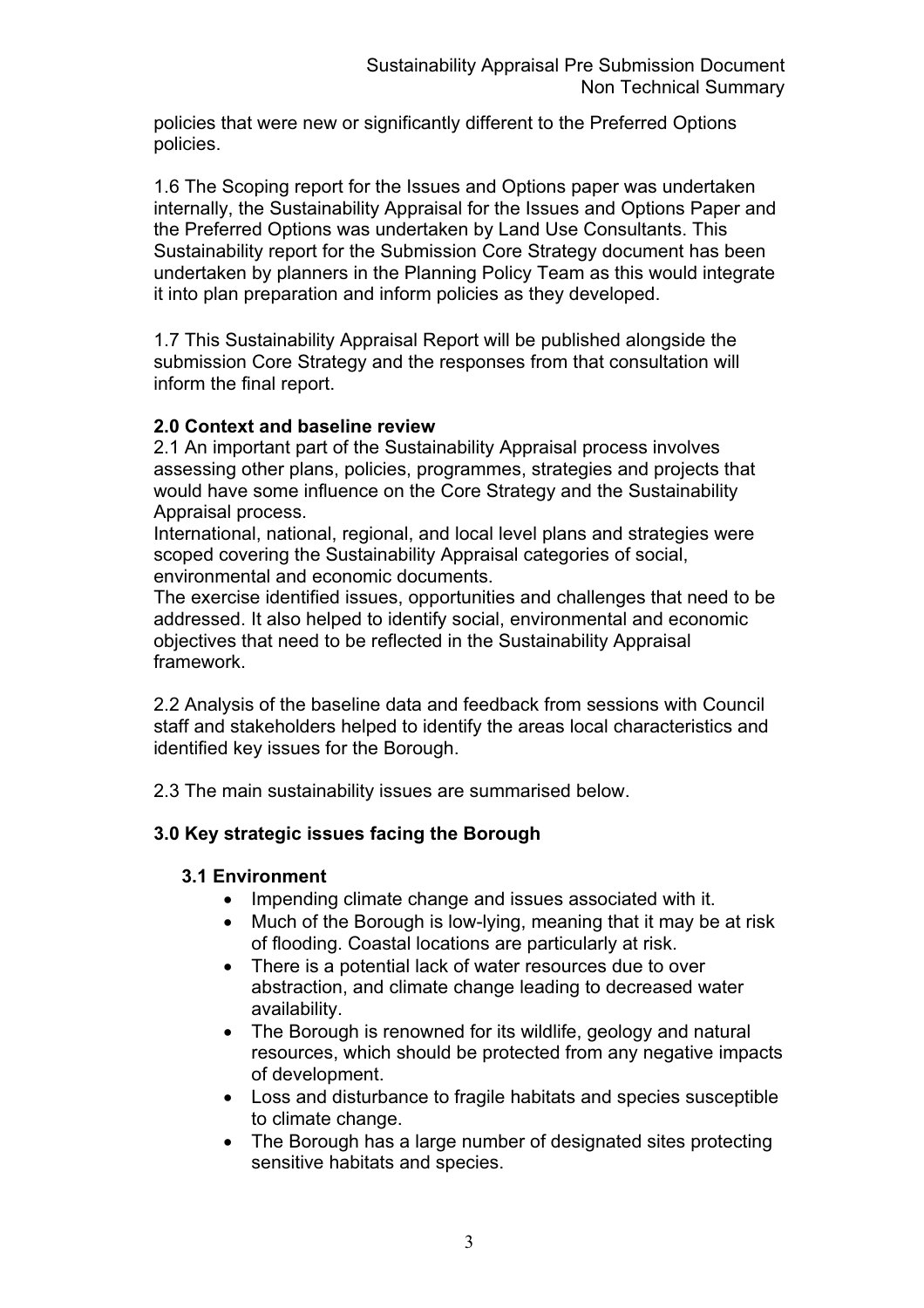policies that were new or significantly different to the Preferred Options policies.

1.6 The Scoping report for the Issues and Options paper was undertaken internally, the Sustainability Appraisal for the Issues and Options Paper and the Preferred Options was undertaken by Land Use Consultants. This Sustainability report for the Submission Core Strategy document has been undertaken by planners in the Planning Policy Team as this would integrate it into plan preparation and inform policies as they developed.

1.7 This Sustainability Appraisal Report will be published alongside the submission Core Strategy and the responses from that consultation will inform the final report.

## 2.0 Context and baseline review

2.1 An important part of the Sustainability Appraisal process involves assessing other plans, policies, programmes, strategies and projects that would have some influence on the Core Strategy and the Sustainability Appraisal process.
International, national, regional, and local level plans and strategies were scoped covering the Sustainability Appraisal categories of social, environmental and economic documents.
The exercise identified issues, opportunities and challenges that need to be addressed. It also helped to identify social, environmental and economic objectives that need to be reflected in the Sustainability Appraisal framework.

2.2 Analysis of the baseline data and feedback from sessions with Council staff and stakeholders helped to identify the areas local characteristics and identified key issues for the Borough.

2.3 The main sustainability issues are summarised below.

## 3.0 Key strategic issues facing the Borough

### 3.1 Environment

- Impending climate change and issues associated with it.
- Much of the Borough is low-lying, meaning that it may be at risk of flooding. Coastal locations are particularly at risk.
- There is a potential lack of water resources due to over abstraction, and climate change leading to decreased water availability.
- The Borough is renowned for its wildlife, geology and natural resources, which should be protected from any negative impacts of development.
- Loss and disturbance to fragile habitats and species susceptible to climate change.
- The Borough has a large number of designated sites protecting sensitive habitats and species.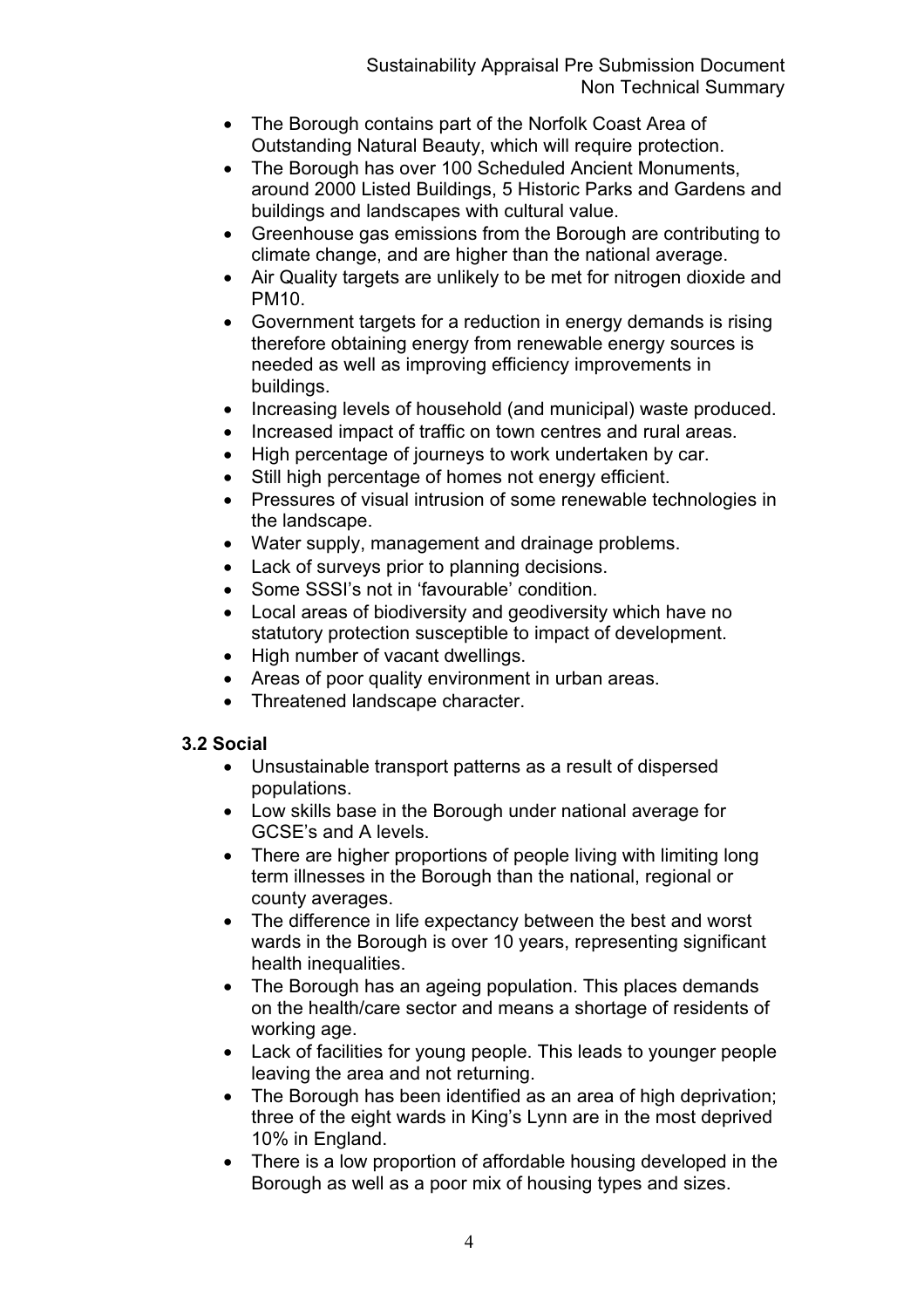- The Borough contains part of the Norfolk Coast Area of Outstanding Natural Beauty, which will require protection.
- The Borough has over 100 Scheduled Ancient Monuments, around 2000 Listed Buildings, 5 Historic Parks and Gardens and buildings and landscapes with cultural value.
- Greenhouse gas emissions from the Borough are contributing to climate change, and are higher than the national average.
- Air Quality targets are unlikely to be met for nitrogen dioxide and PM10.
- Government targets for a reduction in energy demands is rising therefore obtaining energy from renewable energy sources is needed as well as improving efficiency improvements in buildings.
- Increasing levels of household (and municipal) waste produced.
- Increased impact of traffic on town centres and rural areas.
- High percentage of journeys to work undertaken by car.
- Still high percentage of homes not energy efficient.
- Pressures of visual intrusion of some renewable technologies in the landscape.
- Water supply, management and drainage problems.
- Lack of surveys prior to planning decisions.
- Some SSSI's not in 'favourable' condition.
- Local areas of biodiversity and geodiversity which have no statutory protection susceptible to impact of development.
- High number of vacant dwellings.
- Areas of poor quality environment in urban areas.
- Threatened landscape character.

### 3.2 Social

- Unsustainable transport patterns as a result of dispersed populations.
- Low skills base in the Borough under national average for GCSE's and A levels.
- There are higher proportions of people living with limiting long term illnesses in the Borough than the national, regional or county averages.
- The difference in life expectancy between the best and worst wards in the Borough is over 10 years, representing significant health inequalities.
- The Borough has an ageing population. This places demands on the health/care sector and means a shortage of residents of working age.
- Lack of facilities for young people. This leads to younger people leaving the area and not returning.
- The Borough has been identified as an area of high deprivation; three of the eight wards in King's Lynn are in the most deprived 10% in England.
- There is a low proportion of affordable housing developed in the Borough as well as a poor mix of housing types and sizes.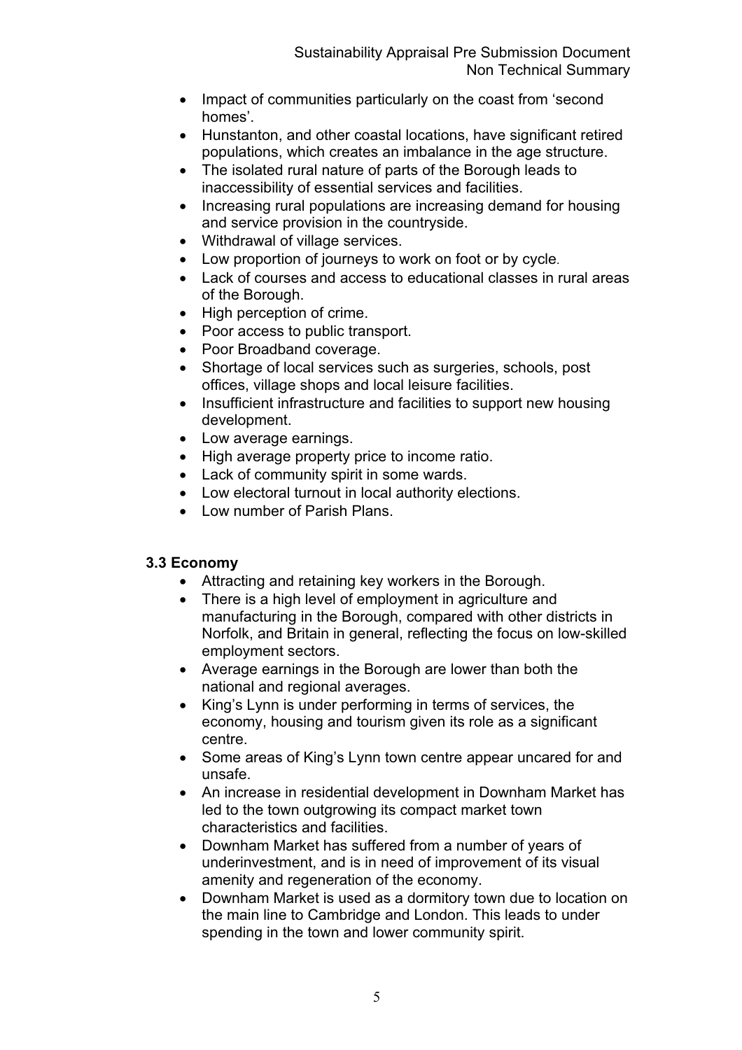- Impact of communities particularly on the coast from 'second homes'.
- Hunstanton, and other coastal locations, have significant retired populations, which creates an imbalance in the age structure.
- The isolated rural nature of parts of the Borough leads to inaccessibility of essential services and facilities.
- Increasing rural populations are increasing demand for housing and service provision in the countryside.
- Withdrawal of village services.
- Low proportion of journeys to work on foot or by cycle.
- Lack of courses and access to educational classes in rural areas of the Borough.
- High perception of crime.
- Poor access to public transport.
- Poor Broadband coverage.
- Shortage of local services such as surgeries, schools, post offices, village shops and local leisure facilities.
- Insufficient infrastructure and facilities to support new housing development.
- Low average earnings.
- High average property price to income ratio.
- Lack of community spirit in some wards.
- Low electoral turnout in local authority elections.
- Low number of Parish Plans.

### 3.3 Economy

- Attracting and retaining key workers in the Borough.
- There is a high level of employment in agriculture and manufacturing in the Borough, compared with other districts in Norfolk, and Britain in general, reflecting the focus on low-skilled employment sectors.
- Average earnings in the Borough are lower than both the national and regional averages.
- King's Lynn is under performing in terms of services, the economy, housing and tourism given its role as a significant centre.
- Some areas of King's Lynn town centre appear uncared for and unsafe.
- An increase in residential development in Downham Market has led to the town outgrowing its compact market town characteristics and facilities.
- Downham Market has suffered from a number of years of underinvestment, and is in need of improvement of its visual amenity and regeneration of the economy.
- Downham Market is used as a dormitory town due to location on the main line to Cambridge and London. This leads to under spending in the town and lower community spirit.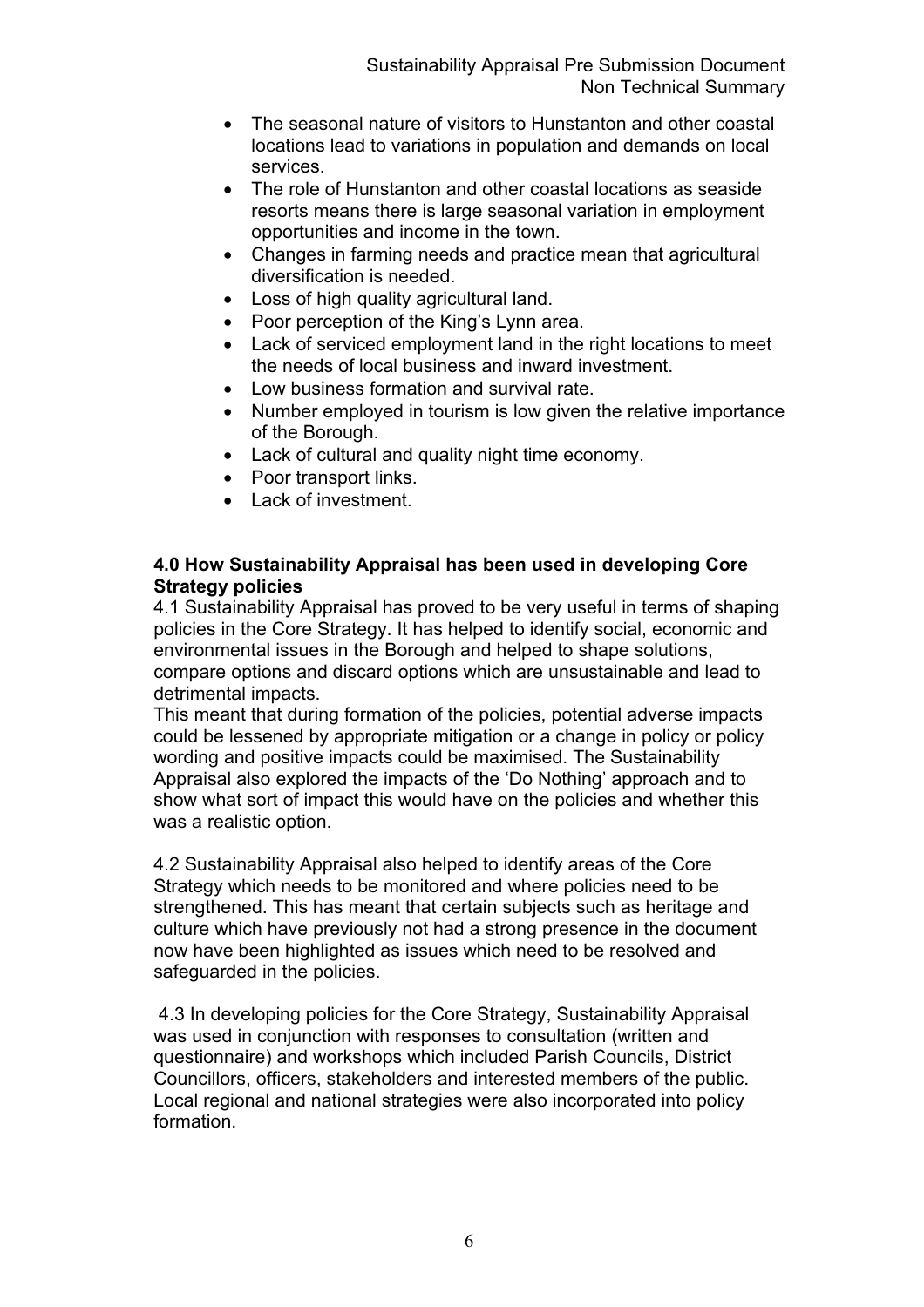- The seasonal nature of visitors to Hunstanton and other coastal locations lead to variations in population and demands on local services.
- The role of Hunstanton and other coastal locations as seaside resorts means there is large seasonal variation in employment opportunities and income in the town.
- Changes in farming needs and practice mean that agricultural diversification is needed.
- Loss of high quality agricultural land.
- Poor perception of the King's Lynn area.
- Lack of serviced employment land in the right locations to meet the needs of local business and inward investment.
- Low business formation and survival rate.
- Number employed in tourism is low given the relative importance of the Borough.
- Lack of cultural and quality night time economy.
- Poor transport links.
- Lack of investment.

## 4.0 How Sustainability Appraisal has been used in developing Core Strategy policies

4.1 Sustainability Appraisal has proved to be very useful in terms of shaping policies in the Core Strategy. It has helped to identify social, economic and environmental issues in the Borough and helped to shape solutions, compare options and discard options which are unsustainable and lead to detrimental impacts.
This meant that during formation of the policies, potential adverse impacts could be lessened by appropriate mitigation or a change in policy or policy wording and positive impacts could be maximised. The Sustainability Appraisal also explored the impacts of the 'Do Nothing' approach and to show what sort of impact this would have on the policies and whether this was a realistic option.

4.2 Sustainability Appraisal also helped to identify areas of the Core Strategy which needs to be monitored and where policies need to be strengthened. This has meant that certain subjects such as heritage and culture which have previously not had a strong presence in the document now have been highlighted as issues which need to be resolved and safeguarded in the policies.

4.3 In developing policies for the Core Strategy, Sustainability Appraisal was used in conjunction with responses to consultation (written and questionnaire) and workshops which included Parish Councils, District Councillors, officers, stakeholders and interested members of the public. Local regional and national strategies were also incorporated into policy formation.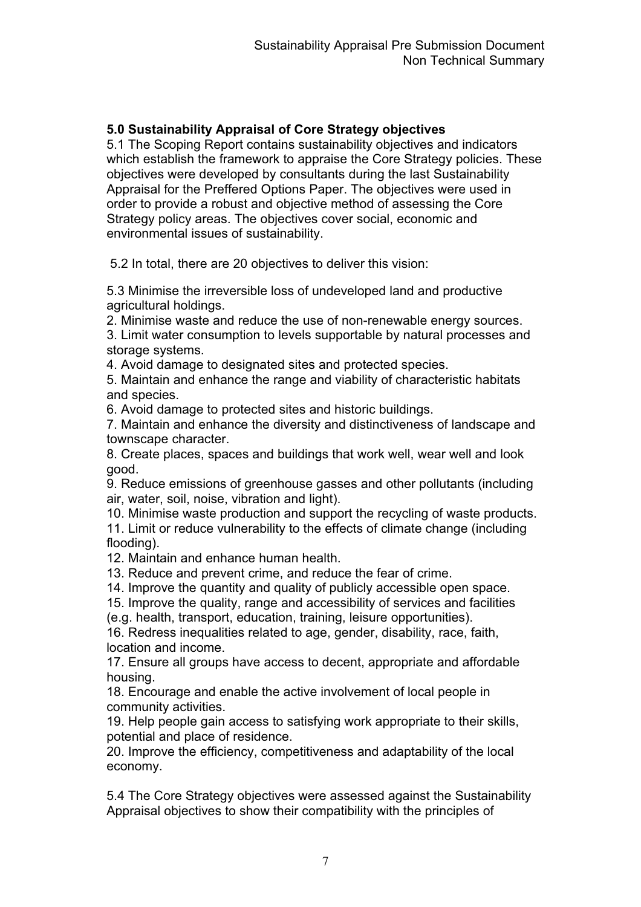## 5.0 Sustainability Appraisal of Core Strategy objectives

5.1 The Scoping Report contains sustainability objectives and indicators which establish the framework to appraise the Core Strategy policies. These objectives were developed by consultants during the last Sustainability Appraisal for the Preffered Options Paper. The objectives were used in order to provide a robust and objective method of assessing the Core Strategy policy areas. The objectives cover social, economic and environmental issues of sustainability.

5.2 In total, there are 20 objectives to deliver this vision:

5.3 Minimise the irreversible loss of undeveloped land and productive agricultural holdings.
2. Minimise waste and reduce the use of non-renewable energy sources.
3. Limit water consumption to levels supportable by natural processes and storage systems.
4. Avoid damage to designated sites and protected species.
5. Maintain and enhance the range and viability of characteristic habitats and species.
6. Avoid damage to protected sites and historic buildings.
7. Maintain and enhance the diversity and distinctiveness of landscape and townscape character.
8. Create places, spaces and buildings that work well, wear well and look good.
9. Reduce emissions of greenhouse gasses and other pollutants (including air, water, soil, noise, vibration and light).
10. Minimise waste production and support the recycling of waste products.
11. Limit or reduce vulnerability to the effects of climate change (including flooding).
12. Maintain and enhance human health.
13. Reduce and prevent crime, and reduce the fear of crime.
14. Improve the quantity and quality of publicly accessible open space.
15. Improve the quality, range and accessibility of services and facilities (e.g. health, transport, education, training, leisure opportunities).
16. Redress inequalities related to age, gender, disability, race, faith, location and income.
17. Ensure all groups have access to decent, appropriate and affordable housing.
18. Encourage and enable the active involvement of local people in community activities.
19. Help people gain access to satisfying work appropriate to their skills, potential and place of residence.
20. Improve the efficiency, competitiveness and adaptability of the local economy.

5.4 The Core Strategy objectives were assessed against the Sustainability Appraisal objectives to show their compatibility with the principles of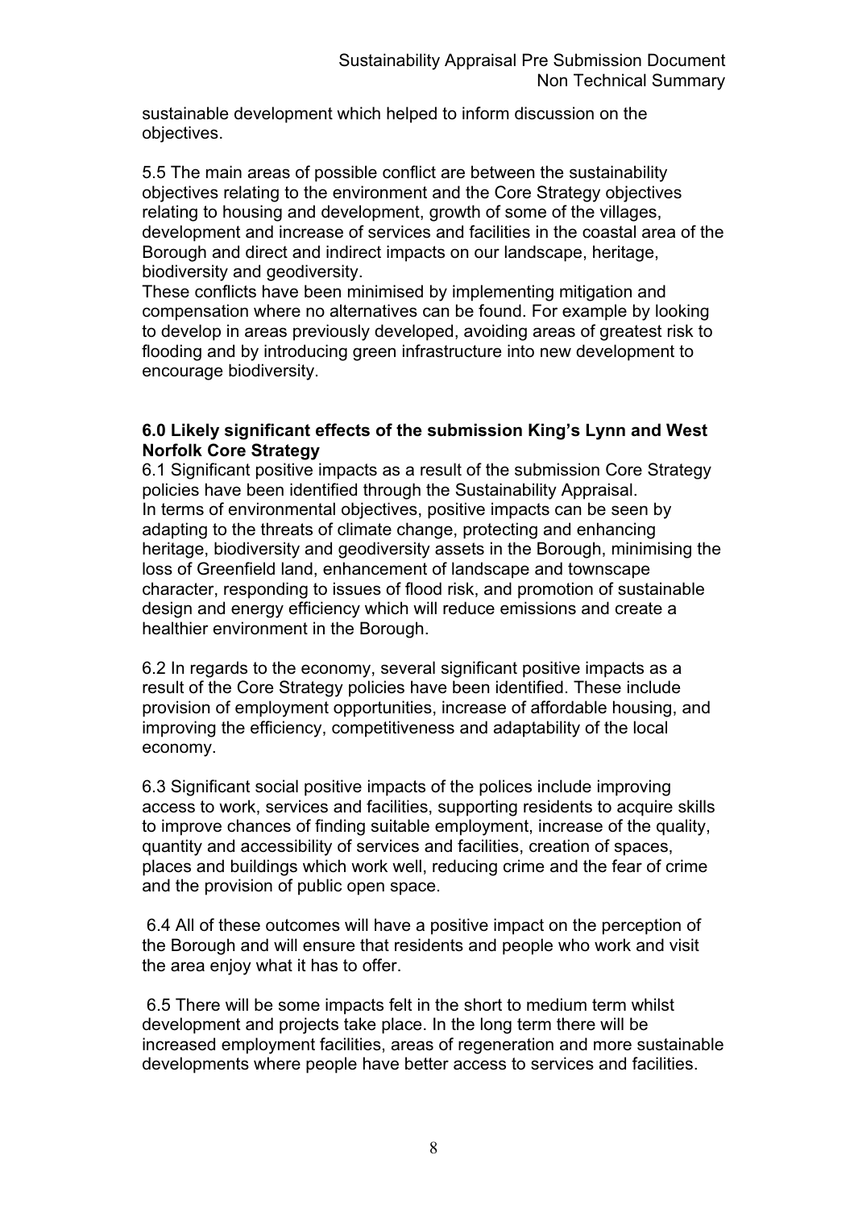sustainable development which helped to inform discussion on the objectives.

5.5 The main areas of possible conflict are between the sustainability objectives relating to the environment and the Core Strategy objectives relating to housing and development, growth of some of the villages, development and increase of services and facilities in the coastal area of the Borough and direct and indirect impacts on our landscape, heritage, biodiversity and geodiversity.
These conflicts have been minimised by implementing mitigation and compensation where no alternatives can be found. For example by looking to develop in areas previously developed, avoiding areas of greatest risk to flooding and by introducing green infrastructure into new development to encourage biodiversity.

## 6.0 Likely significant effects of the submission King's Lynn and West Norfolk Core Strategy

6.1 Significant positive impacts as a result of the submission Core Strategy policies have been identified through the Sustainability Appraisal.
In terms of environmental objectives, positive impacts can be seen by adapting to the threats of climate change, protecting and enhancing heritage, biodiversity and geodiversity assets in the Borough, minimising the loss of Greenfield land, enhancement of landscape and townscape character, responding to issues of flood risk, and promotion of sustainable design and energy efficiency which will reduce emissions and create a healthier environment in the Borough.

6.2 In regards to the economy, several significant positive impacts as a result of the Core Strategy policies have been identified. These include provision of employment opportunities, increase of affordable housing, and improving the efficiency, competitiveness and adaptability of the local economy.

6.3 Significant social positive impacts of the polices include improving access to work, services and facilities, supporting residents to acquire skills to improve chances of finding suitable employment, increase of the quality, quantity and accessibility of services and facilities, creation of spaces, places and buildings which work well, reducing crime and the fear of crime and the provision of public open space.

6.4 All of these outcomes will have a positive impact on the perception of the Borough and will ensure that residents and people who work and visit the area enjoy what it has to offer.

6.5 There will be some impacts felt in the short to medium term whilst development and projects take place. In the long term there will be increased employment facilities, areas of regeneration and more sustainable developments where people have better access to services and facilities.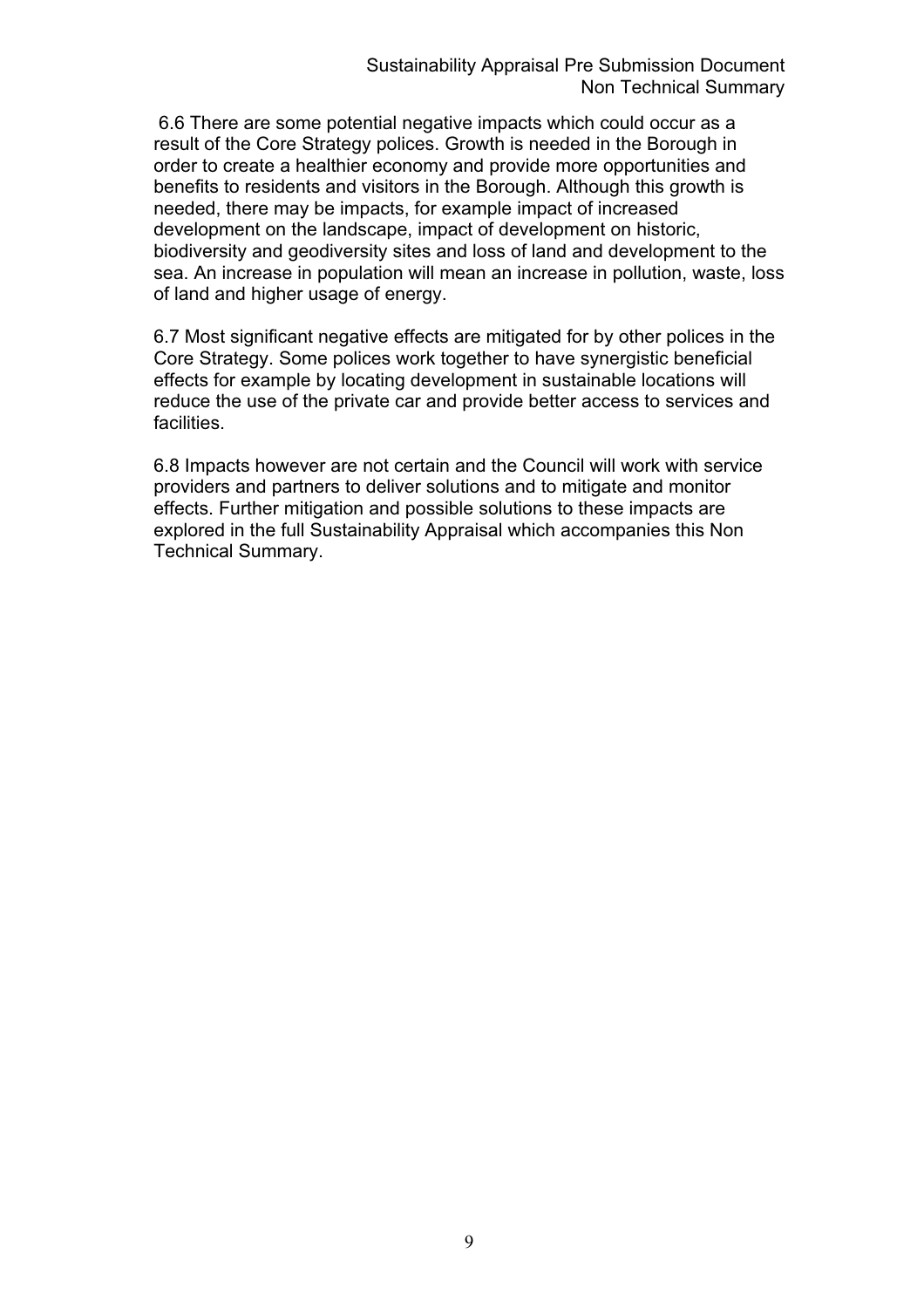6.6 There are some potential negative impacts which could occur as a result of the Core Strategy polices. Growth is needed in the Borough in order to create a healthier economy and provide more opportunities and benefits to residents and visitors in the Borough. Although this growth is needed, there may be impacts, for example impact of increased development on the landscape, impact of development on historic, biodiversity and geodiversity sites and loss of land and development to the sea. An increase in population will mean an increase in pollution, waste, loss of land and higher usage of energy.

6.7 Most significant negative effects are mitigated for by other polices in the Core Strategy. Some polices work together to have synergistic beneficial effects for example by locating development in sustainable locations will reduce the use of the private car and provide better access to services and facilities.

6.8 Impacts however are not certain and the Council will work with service providers and partners to deliver solutions and to mitigate and monitor effects. Further mitigation and possible solutions to these impacts are explored in the full Sustainability Appraisal which accompanies this Non Technical Summary.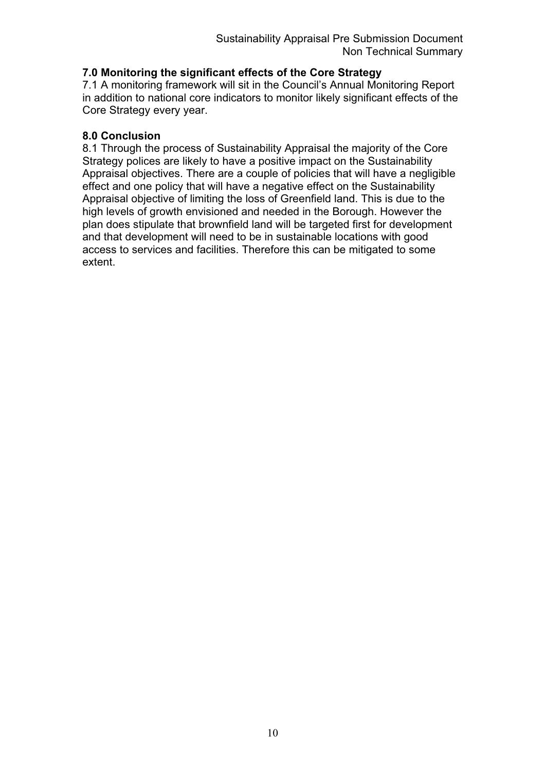## 7.0 Monitoring the significant effects of the Core Strategy

7.1 A monitoring framework will sit in the Council's Annual Monitoring Report in addition to national core indicators to monitor likely significant effects of the Core Strategy every year.

## 8.0 Conclusion

8.1 Through the process of Sustainability Appraisal the majority of the Core Strategy polices are likely to have a positive impact on the Sustainability Appraisal objectives. There are a couple of policies that will have a negligible effect and one policy that will have a negative effect on the Sustainability Appraisal objective of limiting the loss of Greenfield land. This is due to the high levels of growth envisioned and needed in the Borough. However the plan does stipulate that brownfield land will be targeted first for development and that development will need to be in sustainable locations with good access to services and facilities. Therefore this can be mitigated to some extent.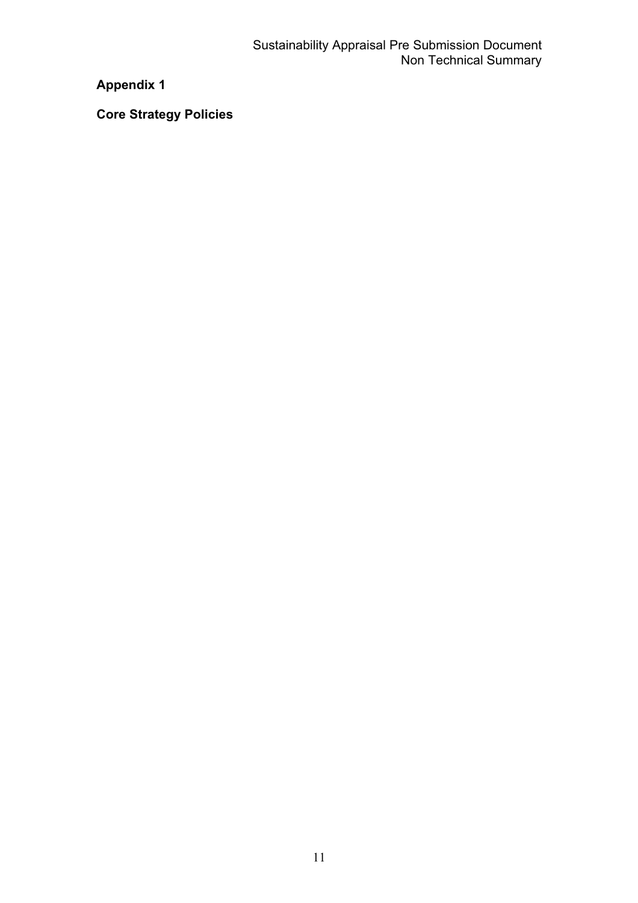## Appendix 1

## Core Strategy Policies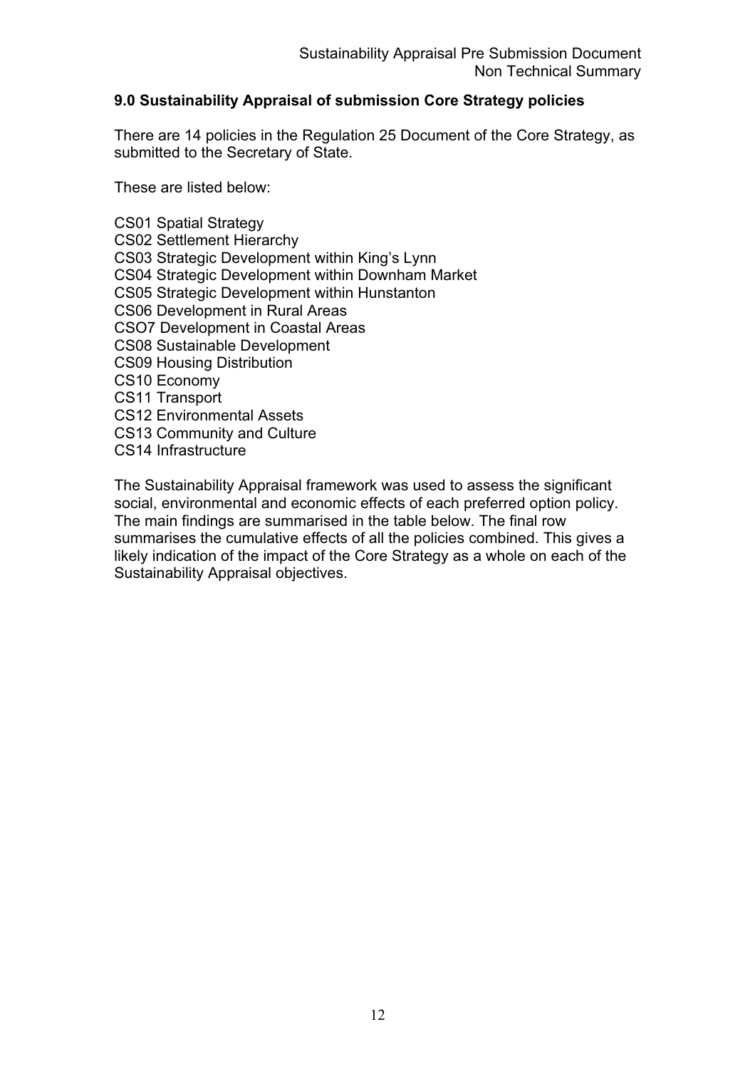## 9.0 Sustainability Appraisal of submission Core Strategy policies

There are 14 policies in the Regulation 25 Document of the Core Strategy, as submitted to the Secretary of State.

These are listed below:

CS01 Spatial Strategy  
CS02 Settlement Hierarchy  
CS03 Strategic Development within King's Lynn  
CS04 Strategic Development within Downham Market  
CS05 Strategic Development within Hunstanton  
CS06 Development in Rural Areas  
CSO7 Development in Coastal Areas  
CS08 Sustainable Development  
CS09 Housing Distribution  
CS10 Economy  
CS11 Transport  
CS12 Environmental Assets  
CS13 Community and Culture  
CS14 Infrastructure

The Sustainability Appraisal framework was used to assess the significant social, environmental and economic effects of each preferred option policy. The main findings are summarised in the table below. The final row summarises the cumulative effects of all the policies combined. This gives a likely indication of the impact of the Core Strategy as a whole on each of the Sustainability Appraisal objectives.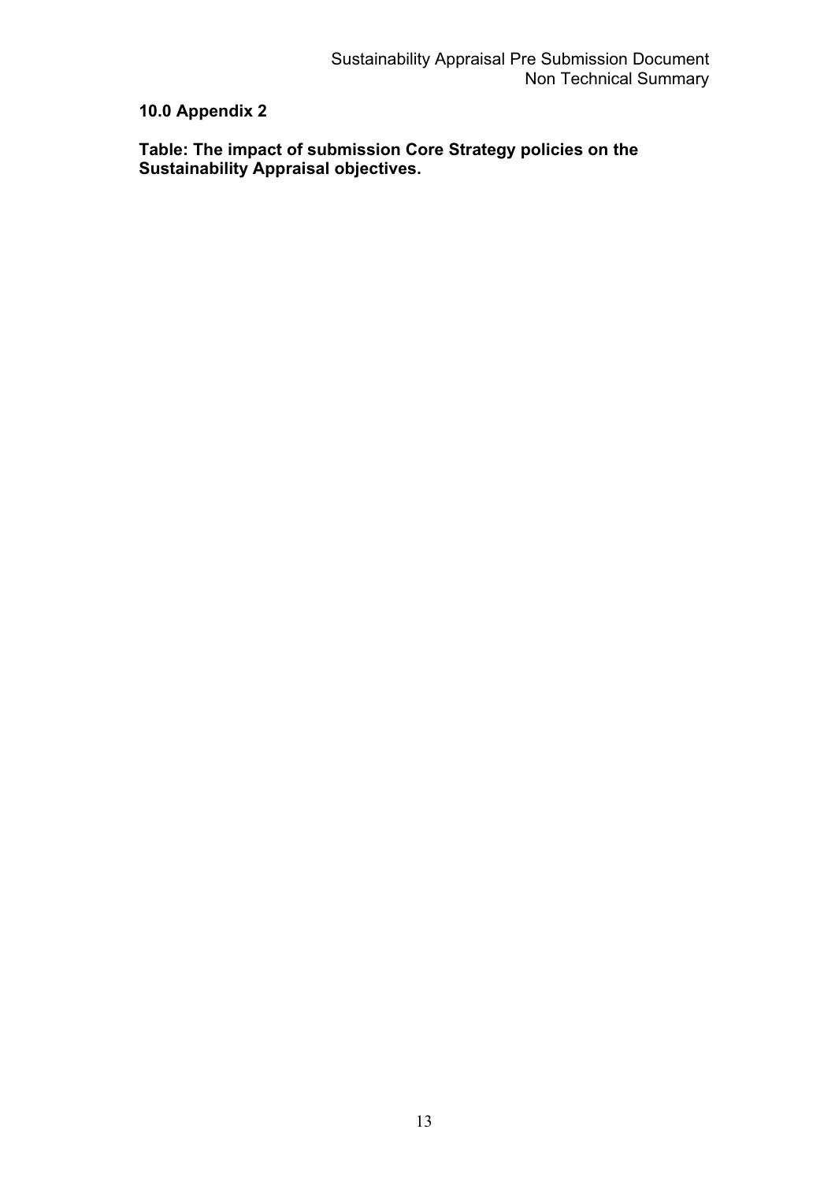## 10.0 Appendix 2

**Table: The impact of submission Core Strategy policies on the Sustainability Appraisal objectives.**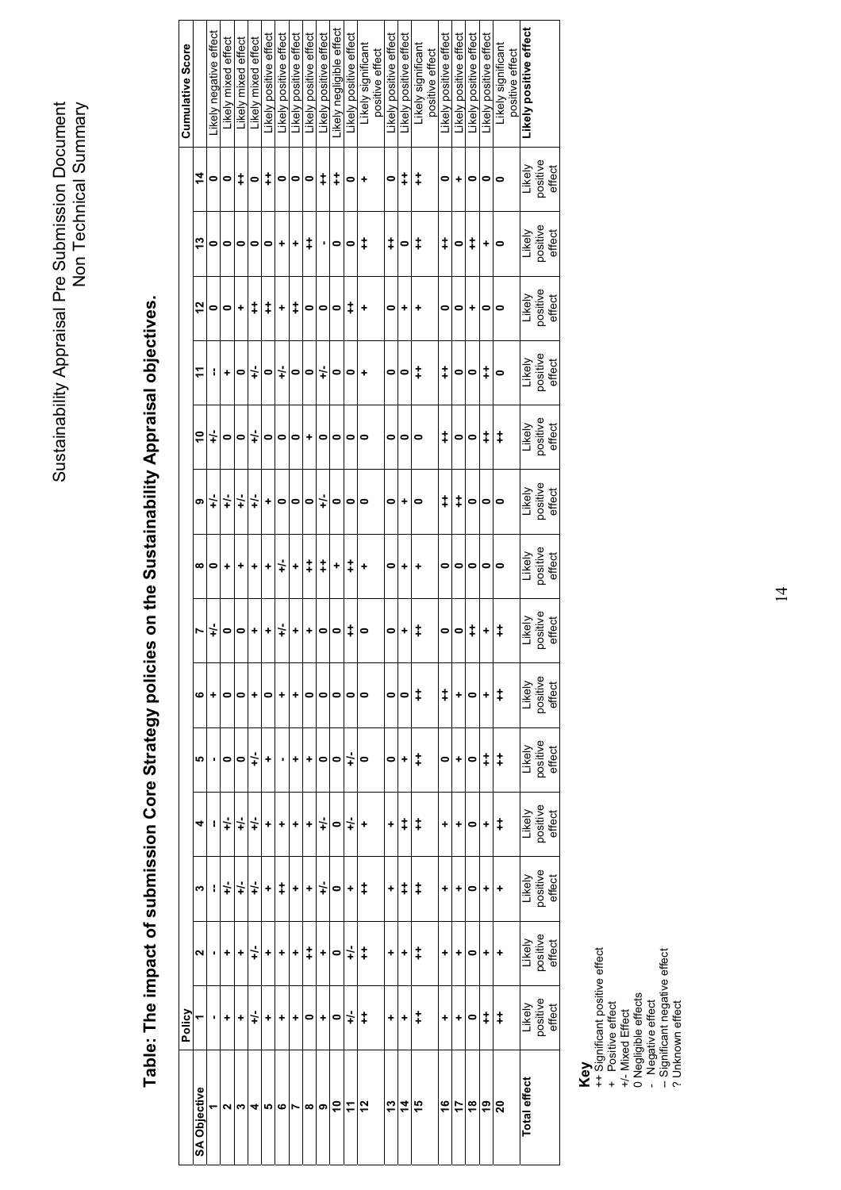## Table: The impact of submission Core Strategy policies on the Sustainability Appraisal objectives.

| SA Objective | Policy | | | | | | | | | | | | | | Cumulative Score |
|---|---|---|---|---|---|---|---|---|---|---|---|---|---|---|---|
| | 1 | 2 | 3 | 4 | 5 | 6 | 7 | 8 | 9 | 10 | 11 | 12 | 13 | 14 | |
| 1 | - | - | -- | - | - | + | +/- | 0 | +/- | +/- | -- | 0 | 0 | 0 | Likely negative effect |
| 2 | + | + | +/- | +/- | 0 | 0 | 0 | + | +/- | 0 | + | 0 | 0 | 0 | Likely mixed effect |
| 3 | + | + | +/- | +/- | 0 | 0 | 0 | + | +/- | 0 | 0 | + | 0 | ++ | Likely mixed effect |
| 4 | +/- | +/- | +/- | +/- | +/- | + | + | + | +/- | +/- | +/- | ++ | 0 | 0 | Likely mixed effect |
| 5 | + | + | + | + | + | 0 | + | + | + | 0 | 0 | ++ | 0 | ++ | Likely positive effect |
| 6 | + | + | ++ | + | - | + | +/- | +/- | 0 | 0 | +/- | + | + | 0 | Likely positive effect |
| 7 | + | + | + | + | + | + | + | + | 0 | 0 | 0 | ++ | + | 0 | Likely positive effect |
| 8 | 0 | ++ | + | + | + | 0 | + | ++ | 0 | + | 0 | 0 | ++ | 0 | Likely positive effect |
| 9 | + | + | +/- | +/- | 0 | 0 | 0 | ++ | +/- | 0 | +/- | 0 | - | ++ | Likely positive effect |
| 10 | 0 | 0 | 0 | 0 | 0 | 0 | 0 | + | 0 | 0 | 0 | 0 | 0 | ++ | Likely negligible effect |
| 11 | +/- | +/- | + | +/- | +/- | 0 | ++ | ++ | 0 | 0 | 0 | ++ | 0 | 0 | Likely positive effect |
| 12 | ++ | ++ | ++ | + | 0 | 0 | 0 | + | 0 | 0 | + | + | ++ | + | Likely significant positive effect |
| 13 | + | + | + | + | 0 | 0 | 0 | 0 | 0 | 0 | 0 | 0 | ++ | 0 | Likely positive effect |
| 14 | + | + | ++ | ++ | + | 0 | + | + | + | 0 | 0 | + | 0 | ++ | Likely positive effect |
| 15 | ++ | ++ | ++ | ++ | ++ | ++ | ++ | + | 0 | 0 | ++ | + | ++ | ++ | Likely significant positive effect |
| 16 | + | + | + | + | 0 | ++ | 0 | 0 | ++ | ++ | ++ | 0 | ++ | 0 | Likely positive effect |
| 17 | + | + | + | + | + | + | 0 | 0 | ++ | 0 | 0 | 0 | 0 | + | Likely positive effect |
| 18 | 0 | 0 | 0 | 0 | 0 | 0 | ++ | 0 | 0 | 0 | 0 | + | ++ | 0 | Likely positive effect |
| 19 | ++ | + | + | + | ++ | + | + | 0 | 0 | ++ | ++ | 0 | + | 0 | Likely positive effect |
| 20 | ++ | + | + | ++ | ++ | ++ | ++ | 0 | 0 | ++ | 0 | 0 | 0 | 0 | Likely significant positive effect |
| **Total effect** | Likely positive effect | Likely positive effect | Likely positive effect | Likely positive effect | Likely positive effect | Likely positive effect | Likely positive effect | Likely positive effect | Likely positive effect | Likely positive effect | Likely positive effect | Likely positive effect | Likely positive effect | Likely positive effect | **Likely positive effect** |

**Key**

++ Significant positive effect
+ Positive effect
+/- Mixed Effect
0 Negligible effects
- Negative effect
-- Significant negative effect
? Unknown effect